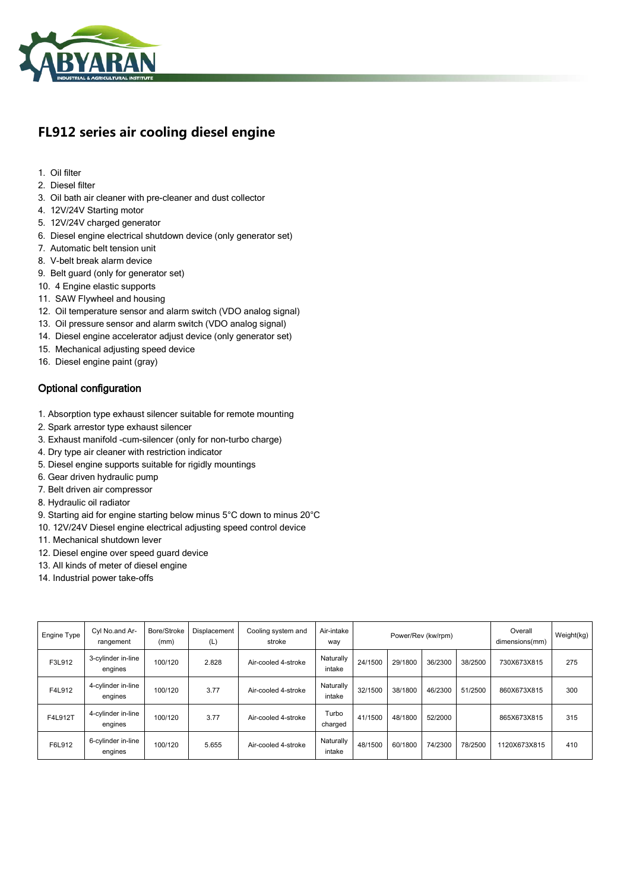# FL912 series air cooling diesel engine

1. Oil filter
2. Diesel filter
3. Oil bath air cleaner with pre-cleaner and dust collector
4. 12V/24V Starting motor
5. 12V/24V charged generator
6. Diesel engine electrical shutdown device (only generator set)
7. Automatic belt tension unit
8. V-belt break alarm device
9. Belt guard (only for generator set)
10. 4 Engine elastic supports
11. SAW Flywheel and housing
12. Oil temperature sensor and alarm switch (VDO analog signal)
13. Oil pressure sensor and alarm switch (VDO analog signal)
14. Diesel engine accelerator adjust device (only generator set)
15. Mechanical adjusting speed device
16. Diesel engine paint (gray)

## Optional configuration

1. Absorption type exhaust silencer suitable for remote mounting
2. Spark arrestor type exhaust silencer
3. Exhaust manifold -cum-silencer (only for non-turbo charge)
4. Dry type air cleaner with restriction indicator
5. Diesel engine supports suitable for rigidly mountings
6. Gear driven hydraulic pump
7. Belt driven air compressor
8. Hydraulic oil radiator
9. Starting aid for engine starting below minus 5°C down to minus 20°C
10. 12V/24V Diesel engine electrical adjusting speed control device
11. Mechanical shutdown lever
12. Diesel engine over speed guard device
13. All kinds of meter of diesel engine
14. Industrial power take-offs

| Engine Type | Cyl No.and Ar-rangement | Bore/Stroke (mm) | Displacement (L) | Cooling system and stroke | Air-intake way | Power/Rev (kw/rpm) | | | | Overall dimensions(mm) | Weight(kg) |
|---|---|---|---|---|---|---|---|---|---|---|---|
| F3L912 | 3-cylinder in-line engines | 100/120 | 2.828 | Air-cooled 4-stroke | Naturally intake | 24/1500 | 29/1800 | 36/2300 | 38/2500 | 730X673X815 | 275 |
| F4L912 | 4-cylinder in-line engines | 100/120 | 3.77 | Air-cooled 4-stroke | Naturally intake | 32/1500 | 38/1800 | 46/2300 | 51/2500 | 860X673X815 | 300 |
| F4L912T | 4-cylinder in-line engines | 100/120 | 3.77 | Air-cooled 4-stroke | Turbo charged | 41/1500 | 48/1800 | 52/2000 | | 865X673X815 | 315 |
| F6L912 | 6-cylinder in-line engines | 100/120 | 5.655 | Air-cooled 4-stroke | Naturally intake | 48/1500 | 60/1800 | 74/2300 | 78/2500 | 1120X673X815 | 410 |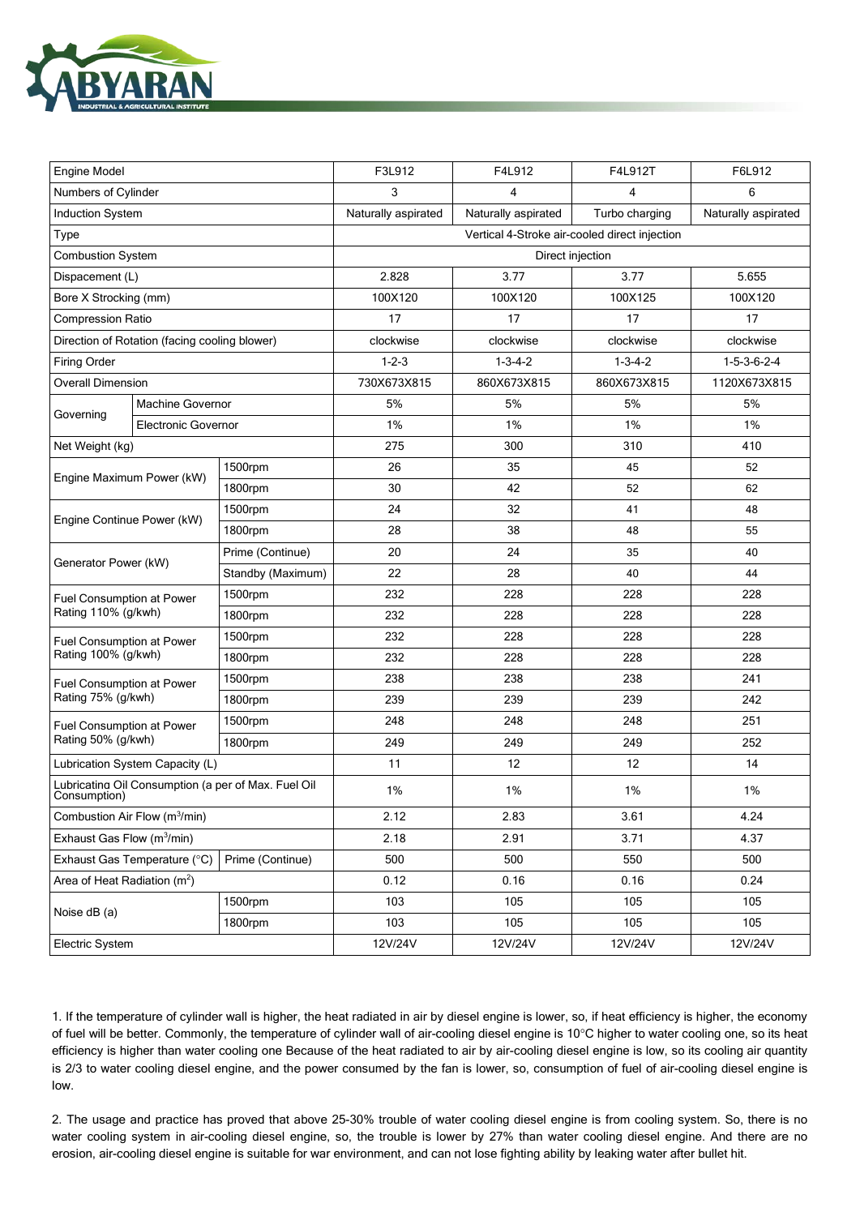| Engine Model | | | F3L912 | F4L912 | F4L912T | F6L912 |
|---|---|---|---|---|---|---|
| Numbers of Cylinder | | | 3 | 4 | 4 | 6 |
| Induction System | | | Naturally aspirated | Naturally aspirated | Turbo charging | Naturally aspirated |
| Type | | | Vertical 4-Stroke air-cooled direct injection | | | |
| Combustion System | | | Direct injection | | | |
| Dispacement (L) | | | 2.828 | 3.77 | 3.77 | 5.655 |
| Bore X Strocking (mm) | | | 100X120 | 100X120 | 100X125 | 100X120 |
| Compression Ratio | | | 17 | 17 | 17 | 17 |
| Direction of Rotation (facing cooling blower) | | | clockwise | clockwise | clockwise | clockwise |
| Firing Order | | | 1-2-3 | 1-3-4-2 | 1-3-4-2 | 1-5-3-6-2-4 |
| Overall Dimension | | | 730X673X815 | 860X673X815 | 860X673X815 | 1120X673X815 |
| Governing | Machine Governor | | 5% | 5% | 5% | 5% |
| | Electronic Governor | | 1% | 1% | 1% | 1% |
| Net Weight (kg) | | | 275 | 300 | 310 | 410 |
| Engine Maximum Power (kW) | | 1500rpm | 26 | 35 | 45 | 52 |
| | | 1800rpm | 30 | 42 | 52 | 62 |
| Engine Continue Power (kW) | | 1500rpm | 24 | 32 | 41 | 48 |
| | | 1800rpm | 28 | 38 | 48 | 55 |
| Generator Power (kW) | | Prime (Continue) | 20 | 24 | 35 | 40 |
| | | Standby (Maximum) | 22 | 28 | 40 | 44 |
| Fuel Consumption at Power Rating 110% (g/kwh) | | 1500rpm | 232 | 228 | 228 | 228 |
| | | 1800rpm | 232 | 228 | 228 | 228 |
| Fuel Consumption at Power Rating 100% (g/kwh) | | 1500rpm | 232 | 228 | 228 | 228 |
| | | 1800rpm | 232 | 228 | 228 | 228 |
| Fuel Consumption at Power Rating 75% (g/kwh) | | 1500rpm | 238 | 238 | 238 | 241 |
| | | 1800rpm | 239 | 239 | 239 | 242 |
| Fuel Consumption at Power Rating 50% (g/kwh) | | 1500rpm | 248 | 248 | 248 | 251 |
| | | 1800rpm | 249 | 249 | 249 | 252 |
| Lubrication System Capacity (L) | | | 11 | 12 | 12 | 14 |
| Lubricating Oil Consumption (a per of Max. Fuel Oil Consumption) | | | 1% | 1% | 1% | 1% |
| Combustion Air Flow ($m^3$/min) | | | 2.12 | 2.83 | 3.61 | 4.24 |
| Exhaust Gas Flow ($m^3$/min) | | | 2.18 | 2.91 | 3.71 | 4.37 |
| Exhaust Gas Temperature (°C) | | Prime (Continue) | 500 | 500 | 550 | 500 |
| Area of Heat Radiation ($m^2$) | | | 0.12 | 0.16 | 0.16 | 0.24 |
| Noise dB (a) | | 1500rpm | 103 | 105 | 105 | 105 |
| | | 1800rpm | 103 | 105 | 105 | 105 |
| Electric System | | | 12V/24V | 12V/24V | 12V/24V | 12V/24V |

1. If the temperature of cylinder wall is higher, the heat radiated in air by diesel engine is lower, so, if heat efficiency is higher, the economy of fuel will be better. Commonly, the temperature of cylinder wall of air-cooling diesel engine is 10°C higher to water cooling one, so its heat efficiency is higher than water cooling one Because of the heat radiated to air by air-cooling diesel engine is low, so its cooling air quantity is 2/3 to water cooling diesel engine, and the power consumed by the fan is lower, so, consumption of fuel of air-cooling diesel engine is low.

2. The usage and practice has proved that above 25-30% trouble of water cooling diesel engine is from cooling system. So, there is no water cooling system in air-cooling diesel engine, so, the trouble is lower by 27% than water cooling diesel engine. And there are no erosion, air-cooling diesel engine is suitable for war environment, and can not lose fighting ability by leaking water after bullet hit.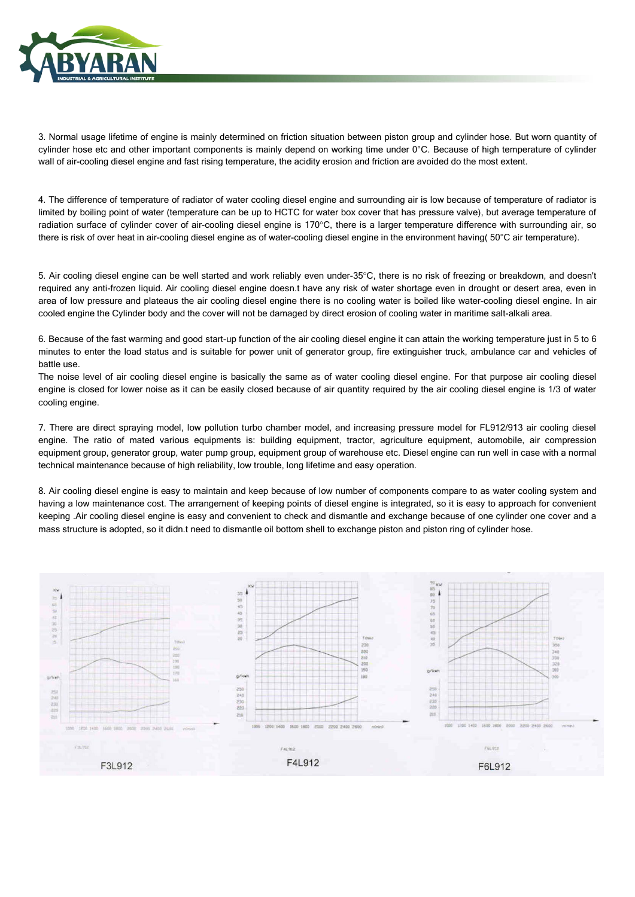3. Normal usage lifetime of engine is mainly determined on friction situation between piston group and cylinder hose. But worn quantity of cylinder hose etc and other important components is mainly depend on working time under 0°C. Because of high temperature of cylinder wall of air-cooling diesel engine and fast rising temperature, the acidity erosion and friction are avoided do the most extent.

4. The difference of temperature of radiator of water cooling diesel engine and surrounding air is low because of temperature of radiator is limited by boiling point of water (temperature can be up to HCTC for water box cover that has pressure valve), but average temperature of radiation surface of cylinder cover of air-cooling diesel engine is 170°C, there is a larger temperature difference with surrounding air, so there is risk of over heat in air-cooling diesel engine as of water-cooling diesel engine in the environment having( 50°C air temperature).

5. Air cooling diesel engine can be well started and work reliably even under-35°C, there is no risk of freezing or breakdown, and doesn't required any anti-frozen liquid. Air cooling diesel engine doesn.t have any risk of water shortage even in drought or desert area, even in area of low pressure and plateaus the air cooling diesel engine there is no cooling water is boiled like water-cooling diesel engine. In air cooled engine the Cylinder body and the cover will not be damaged by direct erosion of cooling water in maritime salt-alkali area.

6. Because of the fast warming and good start-up function of the air cooling diesel engine it can attain the working temperature just in 5 to 6 minutes to enter the load status and is suitable for power unit of generator group, fire extinguisher truck, ambulance car and vehicles of battle use.
The noise level of air cooling diesel engine is basically the same as of water cooling diesel engine. For that purpose air cooling diesel engine is closed for lower noise as it can be easily closed because of air quantity required by the air cooling diesel engine is 1/3 of water cooling engine.

7. There are direct spraying model, low pollution turbo chamber model, and increasing pressure model for FL912/913 air cooling diesel engine. The ratio of mated various equipments is: building equipment, tractor, agriculture equipment, automobile, air compression equipment group, generator group, water pump group, equipment group of warehouse etc. Diesel engine can run well in case with a normal technical maintenance because of high reliability, low trouble, long lifetime and easy operation.

8. Air cooling diesel engine is easy to maintain and keep because of low number of components compare to as water cooling system and having a low maintenance cost. The arrangement of keeping points of diesel engine is integrated, so it is easy to approach for convenient keeping .Air cooling diesel engine is easy and convenient to check and dismantle and exchange because of one cylinder one cover and a mass structure is adopted, so it didn.t need to dismantle oil bottom shell to exchange piston and piston ring of cylinder hose.

F3L912

F4L912

F6L912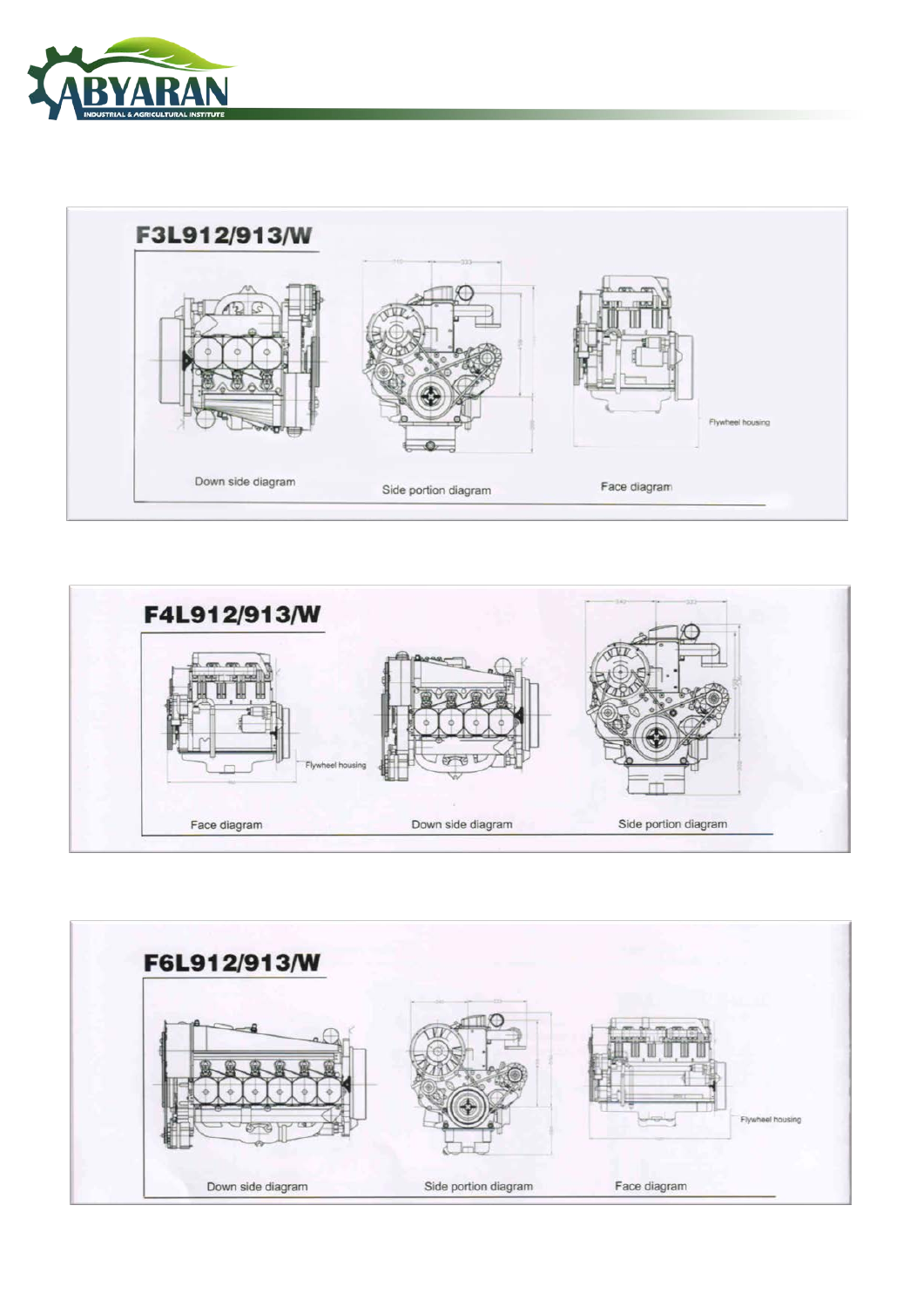## F3L912/913/W

Down side diagram

Side portion diagram

Face diagram

Flywheel housing

## F4L912/913/W

Face diagram

Flywheel housing

Down side diagram

Side portion diagram

## F6L912/913/W

Down side diagram

Side portion diagram

Face diagram

Flywheel housing